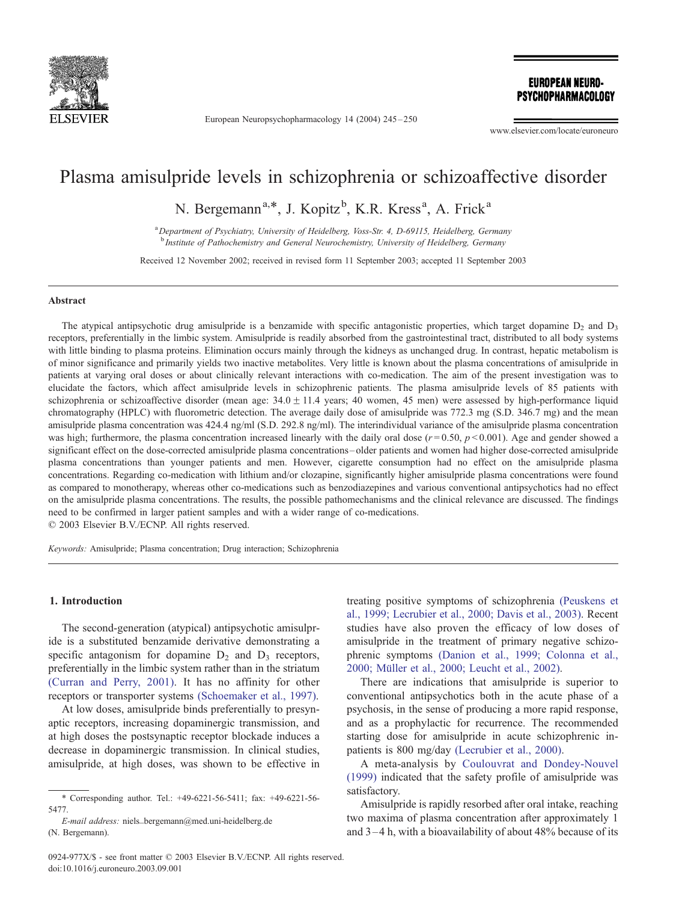# Plasma amisulpride levels in schizophrenia or schizoaffective disorder

N. Bergemann[a,*], J. Kopitz[b], K.R. Kress[a], A. Frick[a]

[a] Department of Psychiatry, University of Heidelberg, Voss-Str. 4, D-69115, Heidelberg, Germany
[b] Institute of Pathochemistry and General Neurochemistry, University of Heidelberg, Germany

Received 12 November 2002; received in revised form 11 September 2003; accepted 11 September 2003

## Abstract

The atypical antipsychotic drug amisulpride is a benzamide with specific antagonistic properties, which target dopamine $D_2$ and $D_3$ receptors, preferentially in the limbic system. Amisulpride is readily absorbed from the gastrointestinal tract, distributed to all body systems with little binding to plasma proteins. Elimination occurs mainly through the kidneys as unchanged drug. In contrast, hepatic metabolism is of minor significance and primarily yields two inactive metabolites. Very little is known about the plasma concentrations of amisulpride in patients at varying oral doses or about clinically relevant interactions with co-medication. The aim of the present investigation was to elucidate the factors, which affect amisulpride levels in schizophrenic patients. The plasma amisulpride levels of 85 patients with schizophrenia or schizoaffective disorder (mean age: $34.0 \pm 11.4$ years; 40 women, 45 men) were assessed by high-performance liquid chromatography (HPLC) with fluorometric detection. The average daily dose of amisulpride was 772.3 mg (S.D. 346.7 mg) and the mean amisulpride plasma concentration was 424.4 ng/ml (S.D. 292.8 ng/ml). The interindividual variance of the amisulpride plasma concentration was high; furthermore, the plasma concentration increased linearly with the daily oral dose ($r = 0.50$, $p < 0.001$). Age and gender showed a significant effect on the dose-corrected amisulpride plasma concentrations – older patients and women had higher dose-corrected amisulpride plasma concentrations than younger patients and men. However, cigarette consumption had no effect on the amisulpride plasma concentrations. Regarding co-medication with lithium and/or clozapine, significantly higher amisulpride plasma concentrations were found as compared to monotherapy, whereas other co-medications such as benzodiazepines and various conventional antipsychotics had no effect on the amisulpride plasma concentrations. The results, the possible pathomechanisms and the clinical relevance are discussed. The findings need to be confirmed in larger patient samples and with a wider range of co-medications.

© 2003 Elsevier B.V./ECNP. All rights reserved.

*Keywords:* Amisulpride; Plasma concentration; Drug interaction; Schizophrenia

## 1. Introduction

The second-generation (atypical) antipsychotic amisulpride is a substituted benzamide derivative demonstrating a specific antagonism for dopamine $D_2$ and $D_3$ receptors, preferentially in the limbic system rather than in the striatum (Curran and Perry, 2001). It has no affinity for other receptors or transporter systems (Schoemaker et al., 1997).

At low doses, amisulpride binds preferentially to presynaptic receptors, increasing dopaminergic transmission, and at high doses the postsynaptic receptor blockade induces a decrease in dopaminergic transmission. In clinical studies, amisulpride, at high doses, was shown to be effective in treating positive symptoms of schizophrenia (Peuskens et al., 1999; Lecrubier et al., 2000; Davis et al., 2003). Recent studies have also proven the efficacy of low doses of amisulpride in the treatment of primary negative schizophrenic symptoms (Danion et al., 1999; Colonna et al., 2000; Müller et al., 2000; Leucht et al., 2002).

There are indications that amisulpride is superior to conventional antipsychotics both in the acute phase of a psychosis, in the sense of producing a more rapid response, and as a prophylactic for recurrence. The recommended starting dose for amisulpride in acute schizophrenic inpatients is 800 mg/day (Lecrubier et al., 2000).

A meta-analysis by Coulouvrat and Dondey-Nouvel (1999) indicated that the safety profile of amisulpride was satisfactory.

Amisulpride is rapidly resorbed after oral intake, reaching two maxima of plasma concentration after approximately 1 and 3–4 h, with a bioavailability of about 48% because of its

\* Corresponding author. Tel.: +49-6221-56-5411; fax: +49-6221-56-5477.

*E-mail address:* niels_bergemann@med.uni-heidelberg.de (N. Bergemann).

0924-977X/$ - see front matter © 2003 Elsevier B.V./ECNP. All rights reserved.
doi:10.1016/j.euroneuro.2003.09.001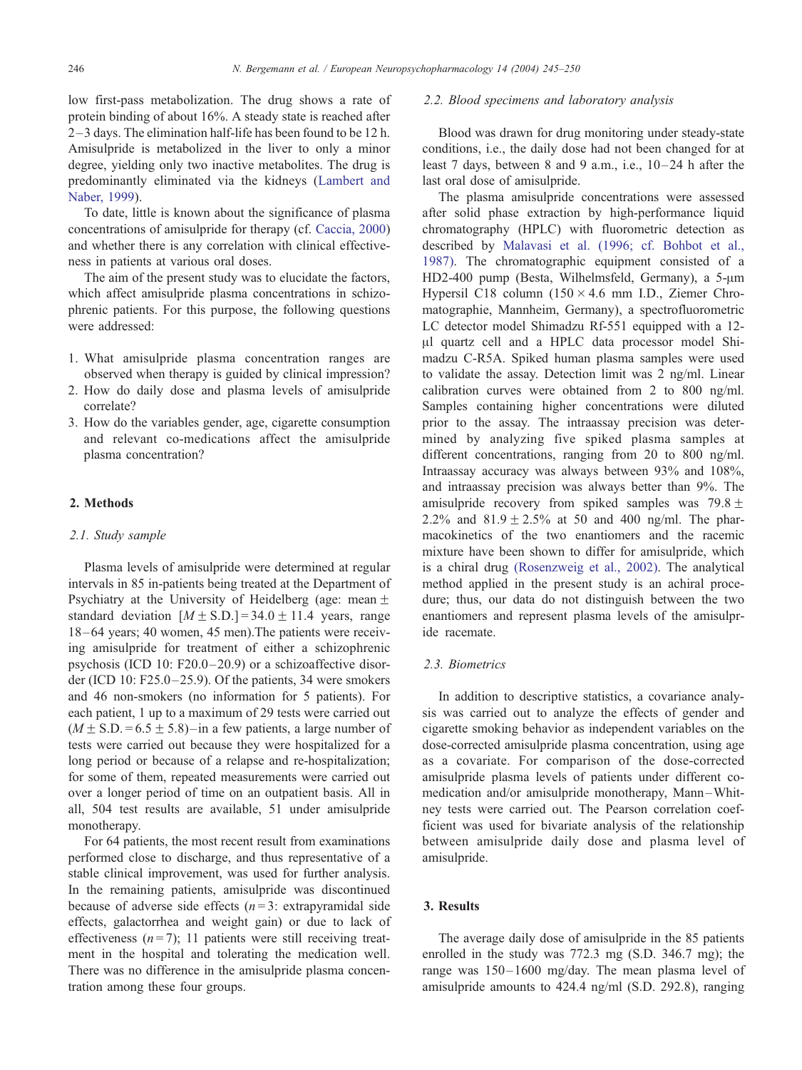low first-pass metabolization. The drug shows a rate of protein binding of about 16%. A steady state is reached after 2–3 days. The elimination half-life has been found to be 12 h. Amisulpride is metabolized in the liver to only a minor degree, yielding only two inactive metabolites. The drug is predominantly eliminated via the kidneys (Lambert and Naber, 1999).

To date, little is known about the significance of plasma concentrations of amisulpride for therapy (cf. Caccia, 2000) and whether there is any correlation with clinical effectiveness in patients at various oral doses.

The aim of the present study was to elucidate the factors, which affect amisulpride plasma concentrations in schizophrenic patients. For this purpose, the following questions were addressed:

1. What amisulpride plasma concentration ranges are observed when therapy is guided by clinical impression?
2. How do daily dose and plasma levels of amisulpride correlate?
3. How do the variables gender, age, cigarette consumption and relevant co-medications affect the amisulpride plasma concentration?

## 2. Methods

### 2.1. Study sample

Plasma levels of amisulpride were determined at regular intervals in 85 in-patients being treated at the Department of Psychiatry at the University of Heidelberg (age: mean ± standard deviation [$M \pm$ S.D.] = 34.0 ± 11.4 years, range 18–64 years; 40 women, 45 men).The patients were receiving amisulpride for treatment of either a schizophrenic psychosis (ICD 10: F20.0–20.9) or a schizoaffective disorder (ICD 10: F25.0–25.9). Of the patients, 34 were smokers and 46 non-smokers (no information for 5 patients). For each patient, 1 up to a maximum of 29 tests were carried out ($M \pm$ S.D. = 6.5 ± 5.8)–in a few patients, a large number of tests were carried out because they were hospitalized for a long period or because of a relapse and re-hospitalization; for some of them, repeated measurements were carried out over a longer period of time on an outpatient basis. All in all, 504 test results are available, 51 under amisulpride monotherapy.

For 64 patients, the most recent result from examinations performed close to discharge, and thus representative of a stable clinical improvement, was used for further analysis. In the remaining patients, amisulpride was discontinued because of adverse side effects ($n = 3$: extrapyramidal side effects, galactorrhea and weight gain) or due to lack of effectiveness ($n = 7$); 11 patients were still receiving treatment in the hospital and tolerating the medication well. There was no difference in the amisulpride plasma concentration among these four groups.

### 2.2. Blood specimens and laboratory analysis

Blood was drawn for drug monitoring under steady-state conditions, i.e., the daily dose had not been changed for at least 7 days, between 8 and 9 a.m., i.e., 10–24 h after the last oral dose of amisulpride.

The plasma amisulpride concentrations were assessed after solid phase extraction by high-performance liquid chromatography (HPLC) with fluorometric detection as described by Malavasi et al. (1996; cf. Bohbot et al., 1987). The chromatographic equipment consisted of a HD2-400 pump (Besta, Wilhelmsfeld, Germany), a 5-μm Hypersil C18 column (150 × 4.6 mm I.D., Ziemer Chromatographie, Mannheim, Germany), a spectrofluorometric LC detector model Shimadzu Rf-551 equipped with a 12-μl quartz cell and a HPLC data processor model Shimadzu C-R5A. Spiked human plasma samples were used to validate the assay. Detection limit was 2 ng/ml. Linear calibration curves were obtained from 2 to 800 ng/ml. Samples containing higher concentrations were diluted prior to the assay. The intraassay precision was determined by analyzing five spiked plasma samples at different concentrations, ranging from 20 to 800 ng/ml. Intraassay accuracy was always between 93% and 108%, and intraassay precision was always better than 9%. The amisulpride recovery from spiked samples was 79.8 ± 2.2% and 81.9 ± 2.5% at 50 and 400 ng/ml. The pharmacokinetics of the two enantiomers and the racemic mixture have been shown to differ for amisulpride, which is a chiral drug (Rosenzweig et al., 2002). The analytical method applied in the present study is an achiral procedure; thus, our data do not distinguish between the two enantiomers and represent plasma levels of the amisulpride racemate.

### 2.3. Biometrics

In addition to descriptive statistics, a covariance analysis was carried out to analyze the effects of gender and cigarette smoking behavior as independent variables on the dose-corrected amisulpride plasma concentration, using age as a covariate. For comparison of the dose-corrected amisulpride plasma levels of patients under different co-medication and/or amisulpride monotherapy, Mann–Whitney tests were carried out. The Pearson correlation coefficient was used for bivariate analysis of the relationship between amisulpride daily dose and plasma level of amisulpride.

## 3. Results

The average daily dose of amisulpride in the 85 patients enrolled in the study was 772.3 mg (S.D. 346.7 mg); the range was 150–1600 mg/day. The mean plasma level of amisulpride amounts to 424.4 ng/ml (S.D. 292.8), ranging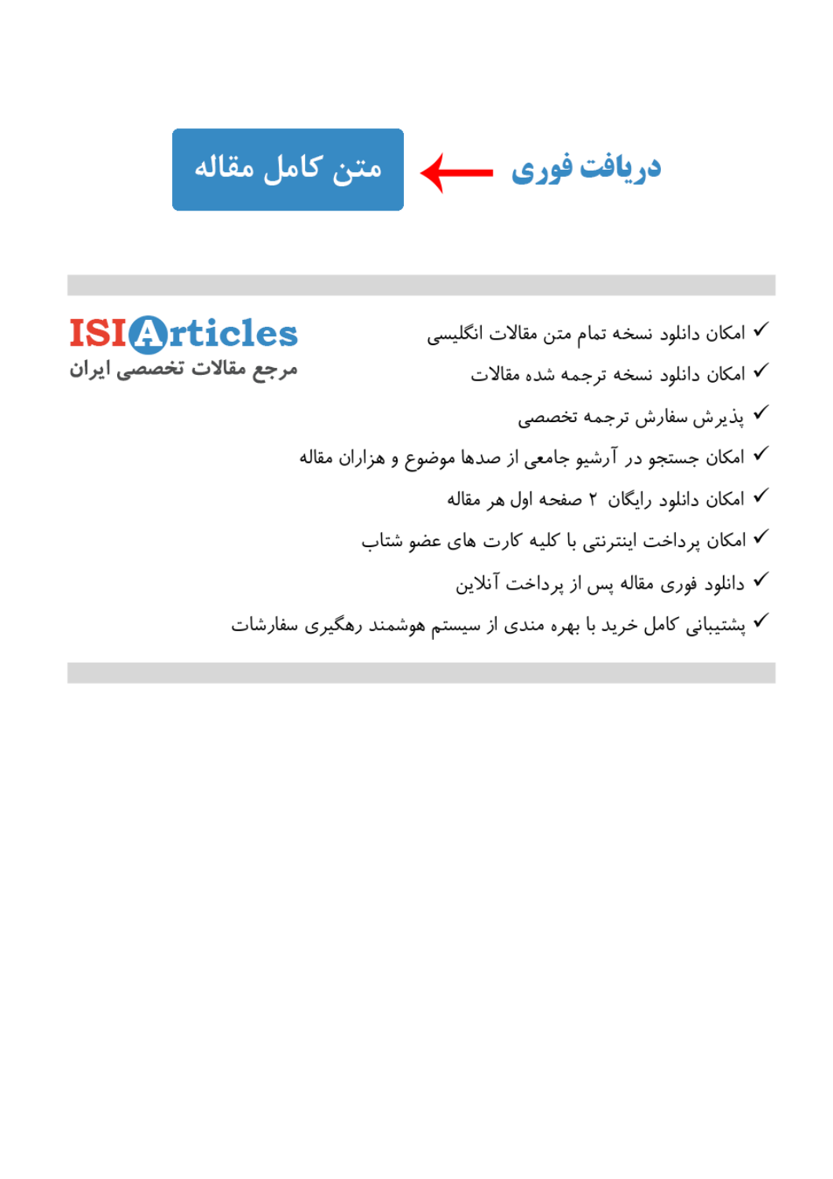دریافت فوری ← **متن کامل مقاله**

**ISIArticles**
مرجع مقالات تخصصی ایران

- ✓ امکان دانلود نسخه تمام متن مقالات انگلیسی
- ✓ امکان دانلود نسخه ترجمه شده مقالات
- ✓ پذیرش سفارش ترجمه تخصصی
- ✓ امکان جستجو در آرشیو جامعی از صدها موضوع و هزاران مقاله
- ✓ امکان دانلود رایگان ۲ صفحه اول هر مقاله
- ✓ امکان پرداخت اینترنتی با کلیه کارت های عضو شتاب
- ✓ دانلود فوری مقاله پس از پرداخت آنلاین
- ✓ پشتیبانی کامل خرید با بهره مندی از سیستم هوشمند رهگیری سفارشات